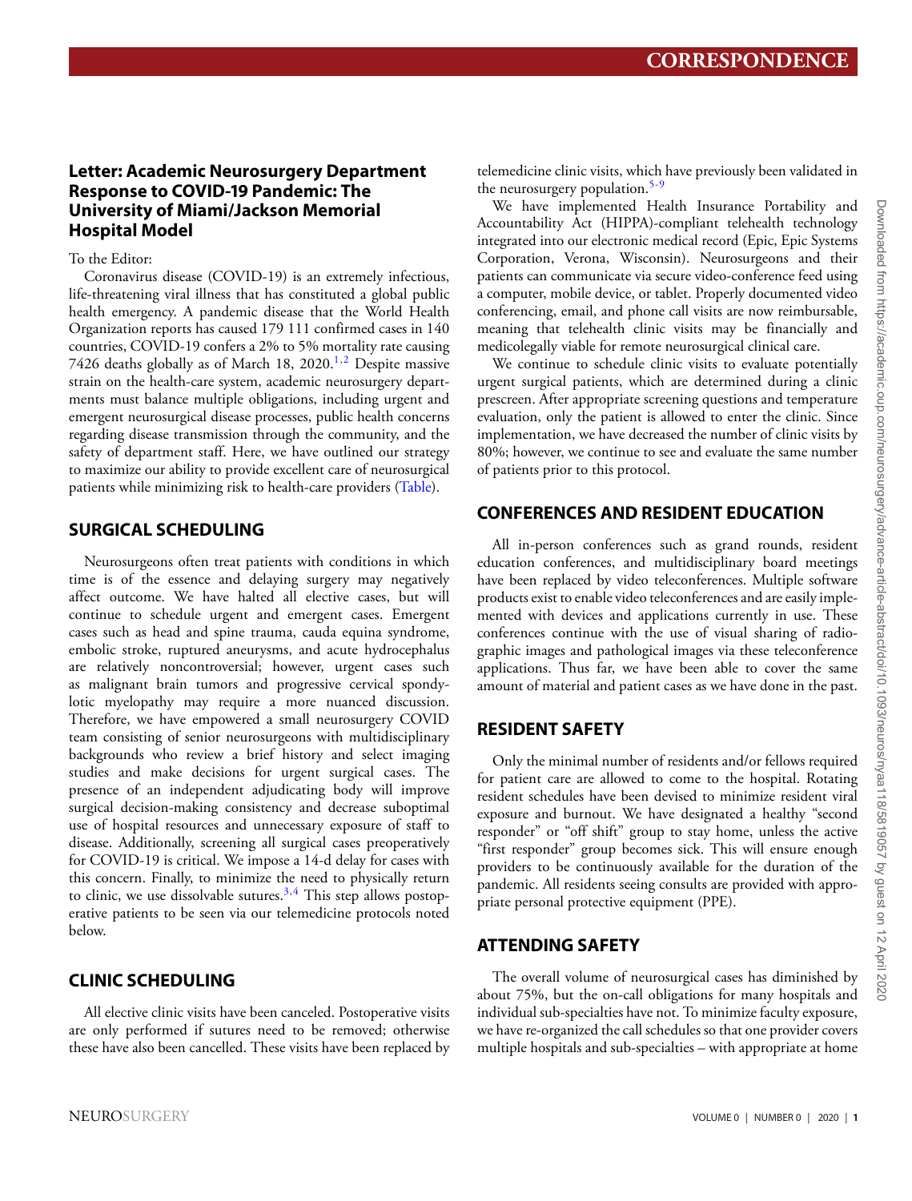## Letter: Academic Neurosurgery Department Response to COVID-19 Pandemic: The University of Miami/Jackson Memorial Hospital Model

To the Editor:

Coronavirus disease (COVID-19) is an extremely infectious, life-threatening viral illness that has constituted a global public health emergency. A pandemic disease that the World Health Organization reports has caused 179 111 confirmed cases in 140 countries, COVID-19 confers a 2% to 5% mortality rate causing 7426 deaths globally as of March 18, 2020.[1,2] Despite massive strain on the health-care system, academic neurosurgery departments must balance multiple obligations, including urgent and emergent neurosurgical disease processes, public health concerns regarding disease transmission through the community, and the safety of department staff. Here, we have outlined our strategy to maximize our ability to provide excellent care of neurosurgical patients while minimizing risk to health-care providers (Table).

## SURGICAL SCHEDULING

Neurosurgeons often treat patients with conditions in which time is of the essence and delaying surgery may negatively affect outcome. We have halted all elective cases, but will continue to schedule urgent and emergent cases. Emergent cases such as head and spine trauma, cauda equina syndrome, embolic stroke, ruptured aneurysms, and acute hydrocephalus are relatively noncontroversial; however, urgent cases such as malignant brain tumors and progressive cervical spondylotic myelopathy may require a more nuanced discussion. Therefore, we have empowered a small neurosurgery COVID team consisting of senior neurosurgeons with multidisciplinary backgrounds who review a brief history and select imaging studies and make decisions for urgent surgical cases. The presence of an independent adjudicating body will improve surgical decision-making consistency and decrease suboptimal use of hospital resources and unnecessary exposure of staff to disease. Additionally, screening all surgical cases preoperatively for COVID-19 is critical. We impose a 14-d delay for cases with this concern. Finally, to minimize the need to physically return to clinic, we use dissolvable sutures.[3,4] This step allows postoperative patients to be seen via our telemedicine protocols noted below.

## CLINIC SCHEDULING

All elective clinic visits have been canceled. Postoperative visits are only performed if sutures need to be removed; otherwise these have also been cancelled. These visits have been replaced by telemedicine clinic visits, which have previously been validated in the neurosurgery population.[5-9]

We have implemented Health Insurance Portability and Accountability Act (HIPPA)-compliant telehealth technology integrated into our electronic medical record (Epic, Epic Systems Corporation, Verona, Wisconsin). Neurosurgeons and their patients can communicate via secure video-conference feed using a computer, mobile device, or tablet. Properly documented video conferencing, email, and phone call visits are now reimbursable, meaning that telehealth clinic visits may be financially and medicolegally viable for remote neurosurgical clinical care.

We continue to schedule clinic visits to evaluate potentially urgent surgical patients, which are determined during a clinic prescreen. After appropriate screening questions and temperature evaluation, only the patient is allowed to enter the clinic. Since implementation, we have decreased the number of clinic visits by 80%; however, we continue to see and evaluate the same number of patients prior to this protocol.

## CONFERENCES AND RESIDENT EDUCATION

All in-person conferences such as grand rounds, resident education conferences, and multidisciplinary board meetings have been replaced by video teleconferences. Multiple software products exist to enable video teleconferences and are easily implemented with devices and applications currently in use. These conferences continue with the use of visual sharing of radiographic images and pathological images via these teleconference applications. Thus far, we have been able to cover the same amount of material and patient cases as we have done in the past.

## RESIDENT SAFETY

Only the minimal number of residents and/or fellows required for patient care are allowed to come to the hospital. Rotating resident schedules have been devised to minimize resident viral exposure and burnout. We have designated a healthy "second responder" or "off shift" group to stay home, unless the active "first responder" group becomes sick. This will ensure enough providers to be continuously available for the duration of the pandemic. All residents seeing consults are provided with appropriate personal protective equipment (PPE).

## ATTENDING SAFETY

The overall volume of neurosurgical cases has diminished by about 75%, but the on-call obligations for many hospitals and individual sub-specialties have not. To minimize faculty exposure, we have re-organized the call schedules so that one provider covers multiple hospitals and sub-specialties – with appropriate at home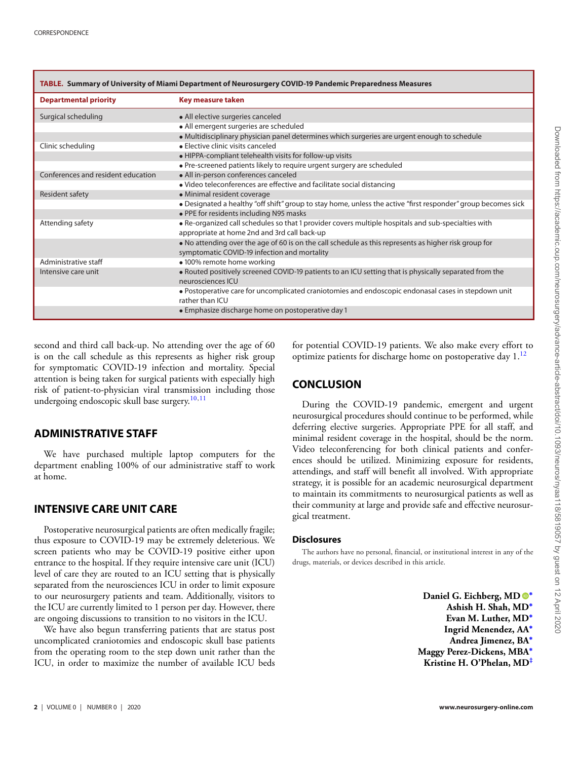**TABLE. Summary of University of Miami Department of Neurosurgery COVID-19 Pandemic Preparedness Measures**

| Departmental priority | Key measure taken |
|---|---|
| Surgical scheduling | • All elective surgeries canceled |
| | • All emergent surgeries are scheduled |
| | • Multidisciplinary physician panel determines which surgeries are urgent enough to schedule |
| Clinic scheduling | • Elective clinic visits canceled |
| | • HIPPA-compliant telehealth visits for follow-up visits |
| | • Pre-screened patients likely to require urgent surgery are scheduled |
| Conferences and resident education | • All in-person conferences canceled |
| | • Video teleconferences are effective and facilitate social distancing |
| Resident safety | • Minimal resident coverage |
| | • Designated a healthy "off shift" group to stay home, unless the active "first responder" group becomes sick |
| | • PPE for residents including N95 masks |
| Attending safety | • Re-organized call schedules so that 1 provider covers multiple hospitals and sub-specialties with appropriate at home 2nd and 3rd call back-up |
| | • No attending over the age of 60 is on the call schedule as this represents as higher risk group for symptomatic COVID-19 infection and mortality |
| Administrative staff | • 100% remote home working |
| Intensive care unit | • Routed positively screened COVID-19 patients to an ICU setting that is physically separated from the neurosciences ICU |
| | • Postoperative care for uncomplicated craniotomies and endoscopic endonasal cases in stepdown unit rather than ICU |
| | • Emphasize discharge home on postoperative day 1 |

second and third call back-up. No attending over the age of 60 is on the call schedule as this represents as higher risk group for symptomatic COVID-19 infection and mortality. Special attention is being taken for surgical patients with especially high risk of patient-to-physician viral transmission including those undergoing endoscopic skull base surgery.[10,11]

## ADMINISTRATIVE STAFF

We have purchased multiple laptop computers for the department enabling 100% of our administrative staff to work at home.

## INTENSIVE CARE UNIT CARE

Postoperative neurosurgical patients are often medically fragile; thus exposure to COVID-19 may be extremely deleterious. We screen patients who may be COVID-19 positive either upon entrance to the hospital. If they require intensive care unit (ICU) level of care they are routed to an ICU setting that is physically separated from the neurosciences ICU in order to limit exposure to our neurosurgery patients and team. Additionally, visitors to the ICU are currently limited to 1 person per day. However, there are ongoing discussions to transition to no visitors in the ICU.

We have also begun transferring patients that are status post uncomplicated craniotomies and endoscopic skull base patients from the operating room to the step down unit rather than the ICU, in order to maximize the number of available ICU beds for potential COVID-19 patients. We also make every effort to optimize patients for discharge home on postoperative day 1.[12]

## CONCLUSION

During the COVID-19 pandemic, emergent and urgent neurosurgical procedures should continue to be performed, while deferring elective surgeries. Appropriate PPE for all staff, and minimal resident coverage in the hospital, should be the norm. Video teleconferencing for both clinical patients and conferences should be utilized. Minimizing exposure for residents, attendings, and staff will benefit all involved. With appropriate strategy, it is possible for an academic neurosurgical department to maintain its commitments to neurosurgical patients as well as their community at large and provide safe and effective neurosurgical treatment.

### Disclosures

The authors have no personal, financial, or institutional interest in any of the drugs, materials, or devices described in this article.

**Daniel G. Eichberg, MD**[*]
**Ashish H. Shah, MD**[*]
**Evan M. Luther, MD**[*]
**Ingrid Menendez, AA**[*]
**Andrea Jimenez, BA**[*]
**Maggy Perez-Dickens, MBA**[*]
**Kristine H. O'Phelan, MD**[‡]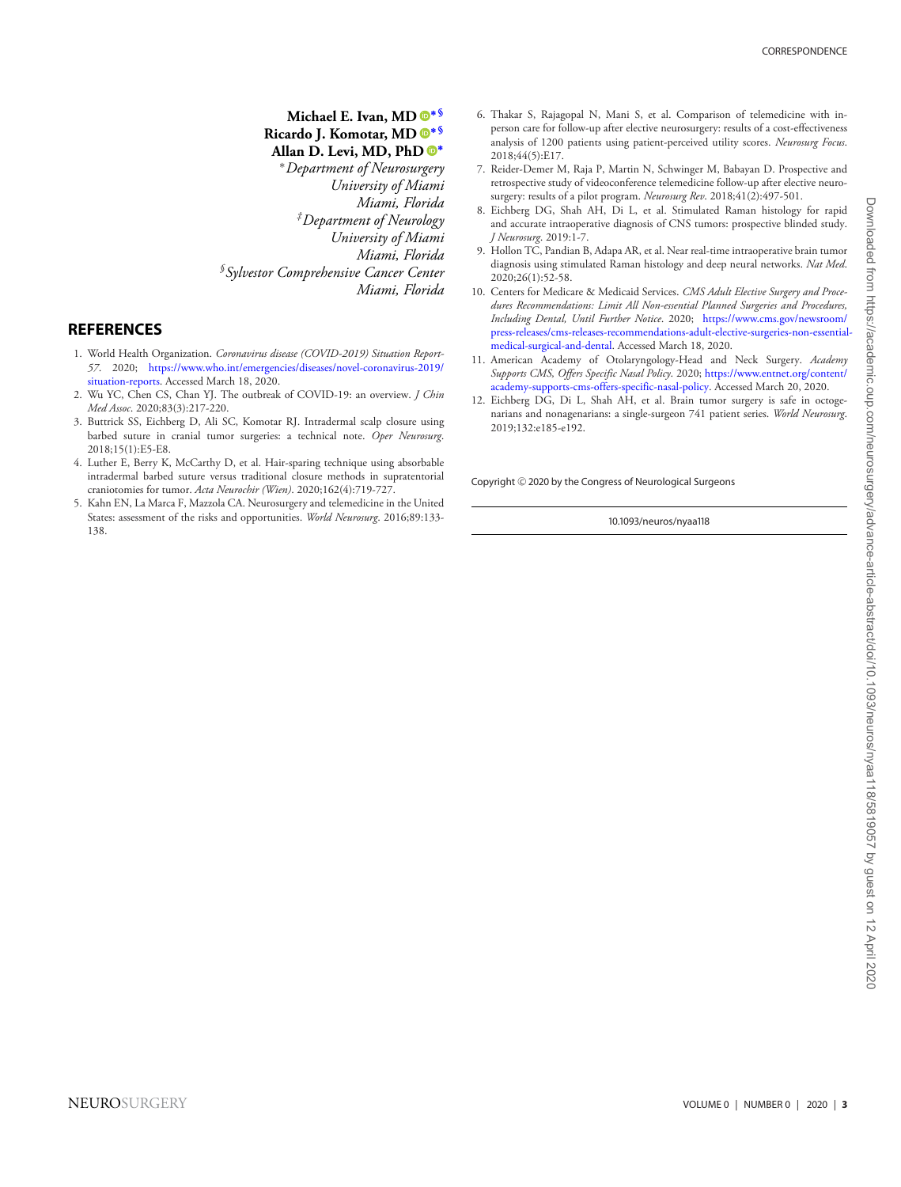**Michael E. Ivan, MD**[*§]
**Ricardo J. Komotar, MD**[*§]
**Allan D. Levi, MD, PhD**[*]

[*]*Department of Neurosurgery*
*University of Miami*
*Miami, Florida*

[‡]*Department of Neurology*
*University of Miami*
*Miami, Florida*

[§]*Sylvester Comprehensive Cancer Center*
*Miami, Florida*

## REFERENCES

1. World Health Organization. *Coronavirus disease (COVID-2019) Situation Report-57*. 2020; https://www.who.int/emergencies/diseases/novel-coronavirus-2019/situation-reports. Accessed March 18, 2020.
2. Wu YC, Chen CS, Chan YJ. The outbreak of COVID-19: an overview. *J Chin Med Assoc*. 2020;83(3):217-220.
3. Buttrick SS, Eichberg D, Ali SC, Komotar RJ. Intradermal scalp closure using barbed suture in cranial tumor surgeries: a technical note. *Oper Neurosurg*. 2018;15(1):E5-E8.
4. Luther E, Berry K, McCarthy D, et al. Hair-sparing technique using absorbable intradermal barbed suture versus traditional closure methods in supratentorial craniotomies for tumor. *Acta Neurochir (Wien)*. 2020;162(4):719-727.
5. Kahn EN, La Marca F, Mazzola CA. Neurosurgery and telemedicine in the United States: assessment of the risks and opportunities. *World Neurosurg*. 2016;89:133-138.
6. Thakar S, Rajagopal N, Mani S, et al. Comparison of telemedicine with in-person care for follow-up after elective neurosurgery: results of a cost-effectiveness analysis of 1200 patients using patient-perceived utility scores. *Neurosurg Focus*. 2018;44(5):E17.
7. Reider-Demer M, Raja P, Martin N, Schwinger M, Babayan D. Prospective and retrospective study of videoconference telemedicine follow-up after elective neurosurgery: results of a pilot program. *Neurosurg Rev*. 2018;41(2):497-501.
8. Eichberg DG, Shah AH, Di L, et al. Stimulated Raman histology for rapid and accurate intraoperative diagnosis of CNS tumors: prospective blinded study. *J Neurosurg*. 2019:1-7.
9. Hollon TC, Pandian B, Adapa AR, et al. Near real-time intraoperative brain tumor diagnosis using stimulated Raman histology and deep neural networks. *Nat Med*. 2020;26(1):52-58.
10. Centers for Medicare & Medicaid Services. *CMS Adult Elective Surgery and Procedures Recommendations: Limit All Non-essential Planned Surgeries and Procedures, Including Dental, Until Further Notice*. 2020; https://www.cms.gov/newsroom/press-releases/cms-releases-recommendations-adult-elective-surgeries-non-essential-medical-surgical-and-dental. Accessed March 18, 2020.
11. American Academy of Otolaryngology-Head and Neck Surgery. *Academy Supports CMS, Offers Specific Nasal Policy*. 2020; https://www.entnet.org/content/academy-supports-cms-offers-specific-nasal-policy. Accessed March 20, 2020.
12. Eichberg DG, Di L, Shah AH, et al. Brain tumor surgery is safe in octogenarians and nonagenarians: a single-surgeon 741 patient series. *World Neurosurg*. 2019;132:e185-e192.

Copyright © 2020 by the Congress of Neurological Surgeons

10.1093/neuros/nyaa118